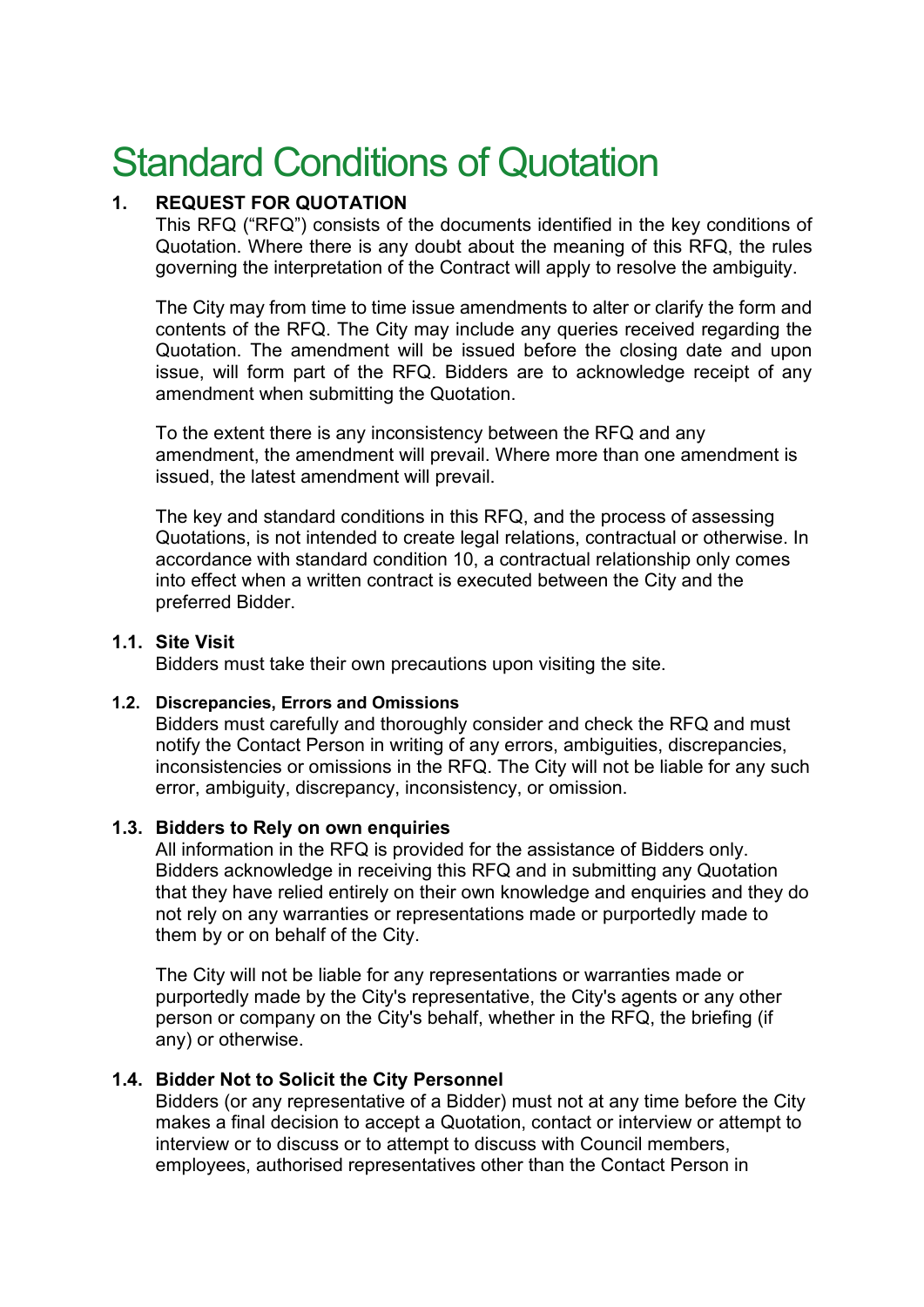# Standard Conditions of Quotation

## 1. REQUEST FOR QUOTATION

This RFQ ("RFQ") consists of the documents identified in the key conditions of Quotation. Where there is any doubt about the meaning of this RFQ, the rules governing the interpretation of the Contract will apply to resolve the ambiguity.

The City may from time to time issue amendments to alter or clarify the form and contents of the RFQ. The City may include any queries received regarding the Quotation. The amendment will be issued before the closing date and upon issue, will form part of the RFQ. Bidders are to acknowledge receipt of any amendment when submitting the Quotation.

To the extent there is any inconsistency between the RFQ and any amendment, the amendment will prevail. Where more than one amendment is issued, the latest amendment will prevail.

The key and standard conditions in this RFQ, and the process of assessing Quotations, is not intended to create legal relations, contractual or otherwise. In accordance with standard condition 10, a contractual relationship only comes into effect when a written contract is executed between the City and the preferred Bidder.

### 1.1. Site Visit

Bidders must take their own precautions upon visiting the site.

### 1.2. Discrepancies, Errors and Omissions

Bidders must carefully and thoroughly consider and check the RFQ and must notify the Contact Person in writing of any errors, ambiguities, discrepancies, inconsistencies or omissions in the RFQ. The City will not be liable for any such error, ambiguity, discrepancy, inconsistency, or omission.

### 1.3. Bidders to Rely on own enquiries

All information in the RFQ is provided for the assistance of Bidders only. Bidders acknowledge in receiving this RFQ and in submitting any Quotation that they have relied entirely on their own knowledge and enquiries and they do not rely on any warranties or representations made or purportedly made to them by or on behalf of the City.

The City will not be liable for any representations or warranties made or purportedly made by the City's representative, the City's agents or any other person or company on the City's behalf, whether in the RFQ, the briefing (if any) or otherwise.

### 1.4. Bidder Not to Solicit the City Personnel

Bidders (or any representative of a Bidder) must not at any time before the City makes a final decision to accept a Quotation, contact or interview or attempt to interview or to discuss or to attempt to discuss with Council members, employees, authorised representatives other than the Contact Person in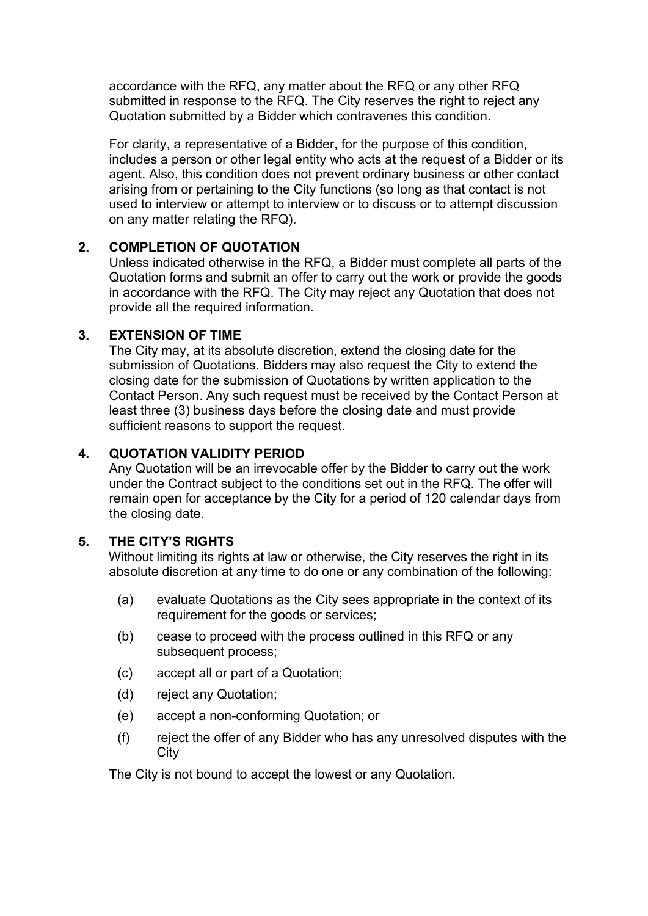accordance with the RFQ, any matter about the RFQ or any other RFQ submitted in response to the RFQ. The City reserves the right to reject any Quotation submitted by a Bidder which contravenes this condition.

For clarity, a representative of a Bidder, for the purpose of this condition, includes a person or other legal entity who acts at the request of a Bidder or its agent. Also, this condition does not prevent ordinary business or other contact arising from or pertaining to the City functions (so long as that contact is not used to interview or attempt to interview or to discuss or to attempt discussion on any matter relating the RFQ).

## 2. COMPLETION OF QUOTATION

Unless indicated otherwise in the RFQ, a Bidder must complete all parts of the Quotation forms and submit an offer to carry out the work or provide the goods in accordance with the RFQ. The City may reject any Quotation that does not provide all the required information.

## 3. EXTENSION OF TIME

The City may, at its absolute discretion, extend the closing date for the submission of Quotations. Bidders may also request the City to extend the closing date for the submission of Quotations by written application to the Contact Person. Any such request must be received by the Contact Person at least three (3) business days before the closing date and must provide sufficient reasons to support the request.

## 4. QUOTATION VALIDITY PERIOD

Any Quotation will be an irrevocable offer by the Bidder to carry out the work under the Contract subject to the conditions set out in the RFQ. The offer will remain open for acceptance by the City for a period of 120 calendar days from the closing date.

## 5. THE CITY'S RIGHTS

Without limiting its rights at law or otherwise, the City reserves the right in its absolute discretion at any time to do one or any combination of the following:

(a) evaluate Quotations as the City sees appropriate in the context of its requirement for the goods or services;

(b) cease to proceed with the process outlined in this RFQ or any subsequent process;

(c) accept all or part of a Quotation;

(d) reject any Quotation;

(e) accept a non-conforming Quotation; or

(f) reject the offer of any Bidder who has any unresolved disputes with the City

The City is not bound to accept the lowest or any Quotation.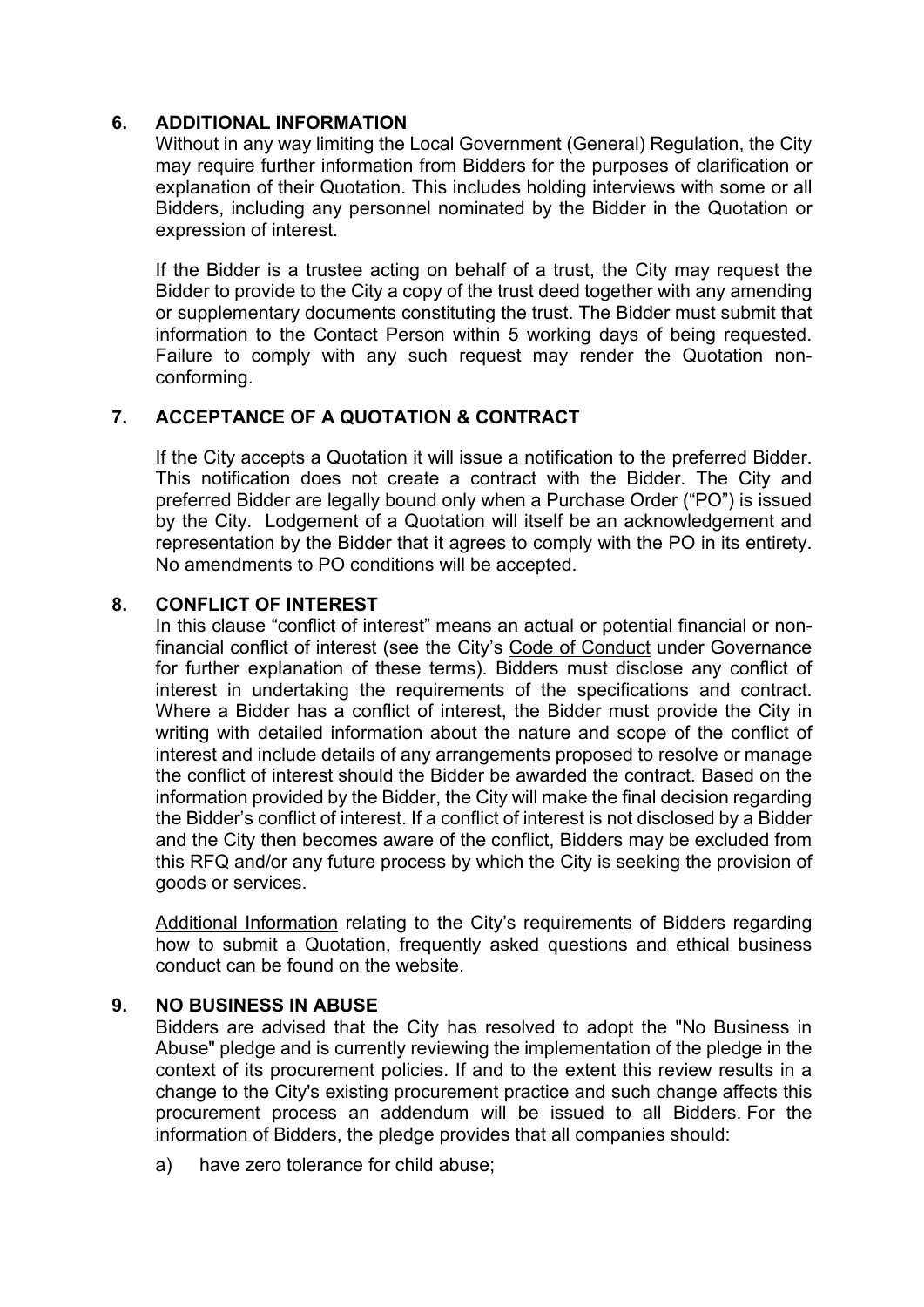## 6. ADDITIONAL INFORMATION

Without in any way limiting the Local Government (General) Regulation, the City may require further information from Bidders for the purposes of clarification or explanation of their Quotation. This includes holding interviews with some or all Bidders, including any personnel nominated by the Bidder in the Quotation or expression of interest.

If the Bidder is a trustee acting on behalf of a trust, the City may request the Bidder to provide to the City a copy of the trust deed together with any amending or supplementary documents constituting the trust. The Bidder must submit that information to the Contact Person within 5 working days of being requested. Failure to comply with any such request may render the Quotation non-conforming.

## 7. ACCEPTANCE OF A QUOTATION & CONTRACT

If the City accepts a Quotation it will issue a notification to the preferred Bidder. This notification does not create a contract with the Bidder. The City and preferred Bidder are legally bound only when a Purchase Order ("PO") is issued by the City. Lodgement of a Quotation will itself be an acknowledgement and representation by the Bidder that it agrees to comply with the PO in its entirety. No amendments to PO conditions will be accepted.

## 8. CONFLICT OF INTEREST

In this clause "conflict of interest" means an actual or potential financial or non-financial conflict of interest (see the City's Code of Conduct under Governance for further explanation of these terms). Bidders must disclose any conflict of interest in undertaking the requirements of the specifications and contract. Where a Bidder has a conflict of interest, the Bidder must provide the City in writing with detailed information about the nature and scope of the conflict of interest and include details of any arrangements proposed to resolve or manage the conflict of interest should the Bidder be awarded the contract. Based on the information provided by the Bidder, the City will make the final decision regarding the Bidder's conflict of interest. If a conflict of interest is not disclosed by a Bidder and the City then becomes aware of the conflict, Bidders may be excluded from this RFQ and/or any future process by which the City is seeking the provision of goods or services.

Additional Information relating to the City's requirements of Bidders regarding how to submit a Quotation, frequently asked questions and ethical business conduct can be found on the website.

## 9. NO BUSINESS IN ABUSE

Bidders are advised that the City has resolved to adopt the "No Business in Abuse" pledge and is currently reviewing the implementation of the pledge in the context of its procurement policies. If and to the extent this review results in a change to the City's existing procurement practice and such change affects this procurement process an addendum will be issued to all Bidders. For the information of Bidders, the pledge provides that all companies should:

a) have zero tolerance for child abuse;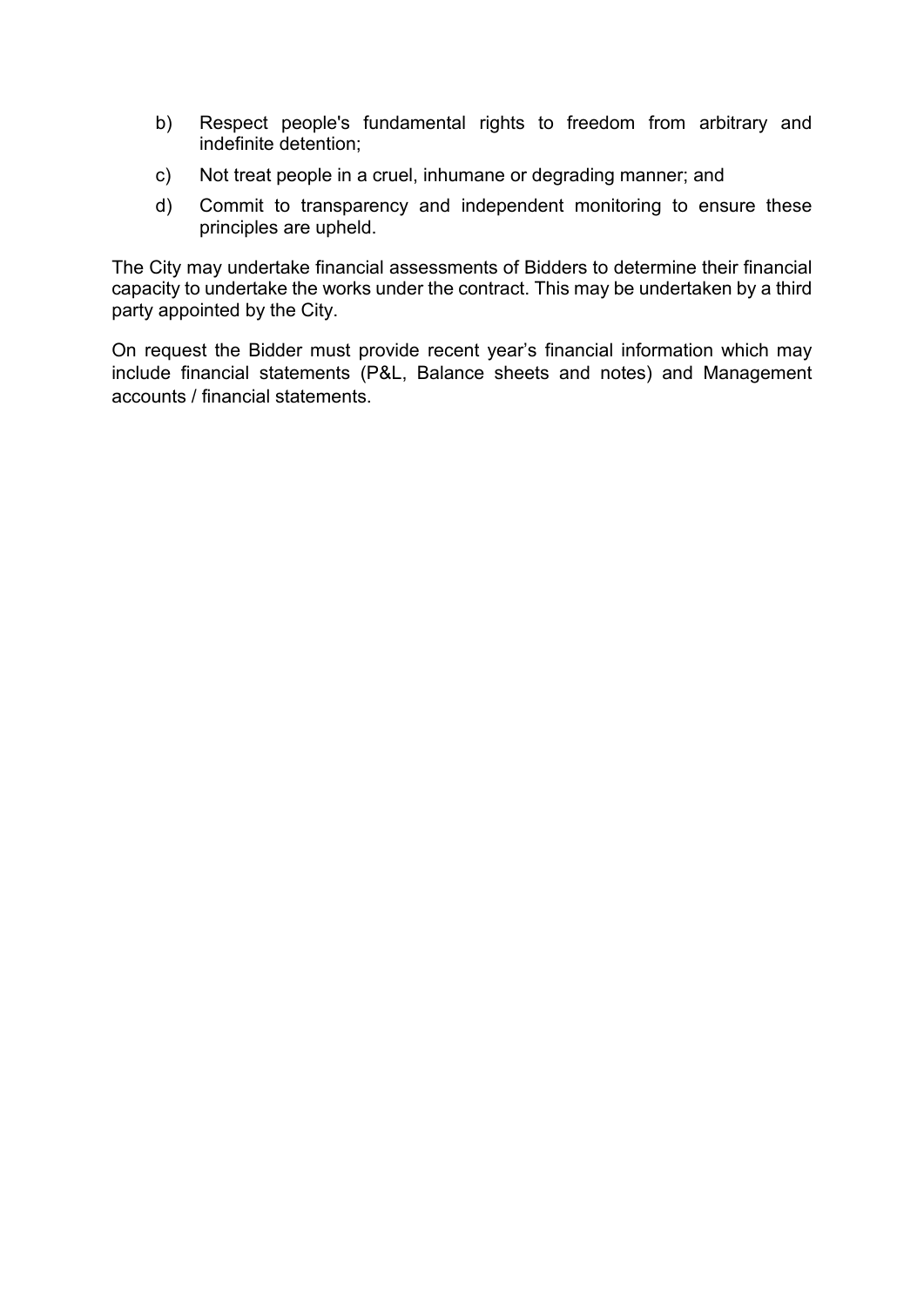b) Respect people's fundamental rights to freedom from arbitrary and indefinite detention;

c) Not treat people in a cruel, inhumane or degrading manner; and

d) Commit to transparency and independent monitoring to ensure these principles are upheld.

The City may undertake financial assessments of Bidders to determine their financial capacity to undertake the works under the contract. This may be undertaken by a third party appointed by the City.

On request the Bidder must provide recent year's financial information which may include financial statements (P&L, Balance sheets and notes) and Management accounts / financial statements.